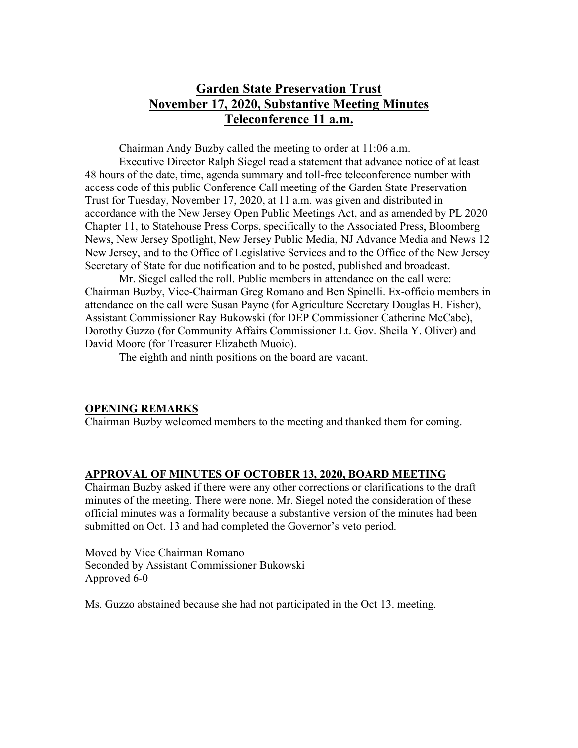# Garden State Preservation Trust
# November 17, 2020, Substantive Meeting Minutes
# Teleconference 11 a.m.

Chairman Andy Buzby called the meeting to order at 11:06 a.m.

Executive Director Ralph Siegel read a statement that advance notice of at least 48 hours of the date, time, agenda summary and toll-free teleconference number with access code of this public Conference Call meeting of the Garden State Preservation Trust for Tuesday, November 17, 2020, at 11 a.m. was given and distributed in accordance with the New Jersey Open Public Meetings Act, and as amended by PL 2020 Chapter 11, to Statehouse Press Corps, specifically to the Associated Press, Bloomberg News, New Jersey Spotlight, New Jersey Public Media, NJ Advance Media and News 12 New Jersey, and to the Office of Legislative Services and to the Office of the New Jersey Secretary of State for due notification and to be posted, published and broadcast.

Mr. Siegel called the roll. Public members in attendance on the call were: Chairman Buzby, Vice-Chairman Greg Romano and Ben Spinelli. Ex-officio members in attendance on the call were Susan Payne (for Agriculture Secretary Douglas H. Fisher), Assistant Commissioner Ray Bukowski (for DEP Commissioner Catherine McCabe), Dorothy Guzzo (for Community Affairs Commissioner Lt. Gov. Sheila Y. Oliver) and David Moore (for Treasurer Elizabeth Muoio).

The eighth and ninth positions on the board are vacant.

## OPENING REMARKS

Chairman Buzby welcomed members to the meeting and thanked them for coming.

## APPROVAL OF MINUTES OF OCTOBER 13, 2020, BOARD MEETING

Chairman Buzby asked if there were any other corrections or clarifications to the draft minutes of the meeting. There were none. Mr. Siegel noted the consideration of these official minutes was a formality because a substantive version of the minutes had been submitted on Oct. 13 and had completed the Governor's veto period.

Moved by Vice Chairman Romano
Seconded by Assistant Commissioner Bukowski
Approved 6-0

Ms. Guzzo abstained because she had not participated in the Oct 13. meeting.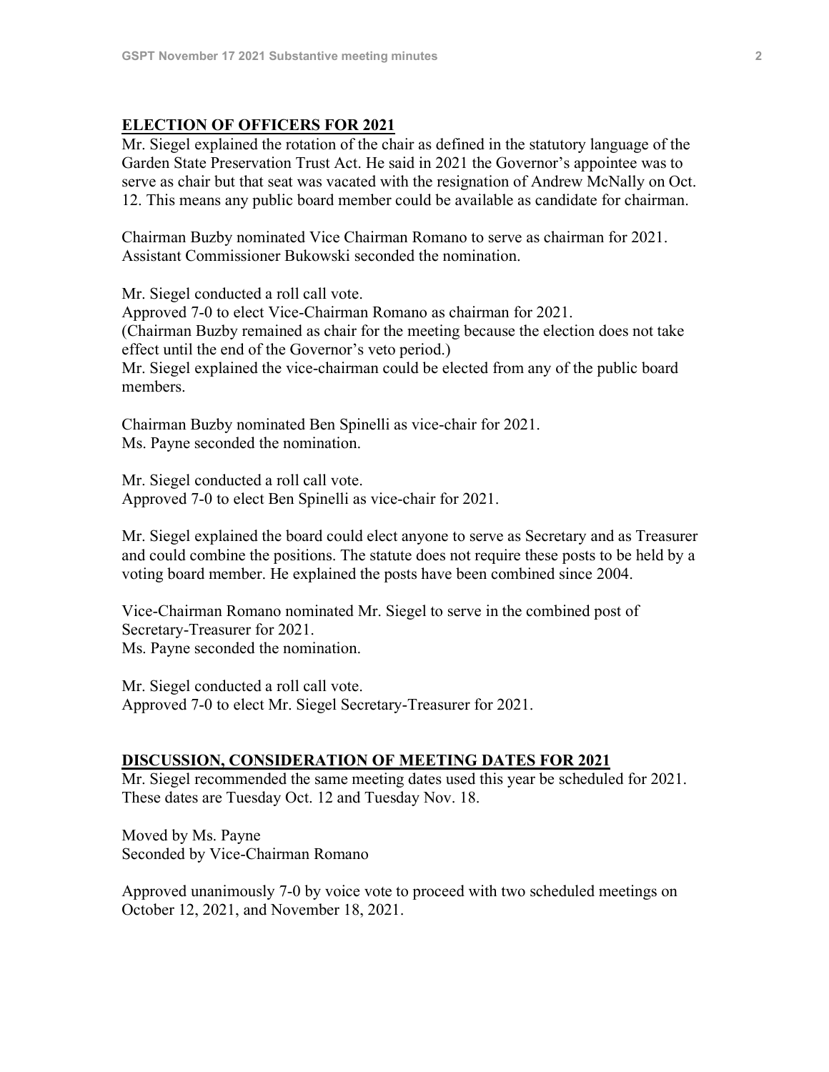## ELECTION OF OFFICERS FOR 2021

Mr. Siegel explained the rotation of the chair as defined in the statutory language of the Garden State Preservation Trust Act. He said in 2021 the Governor's appointee was to serve as chair but that seat was vacated with the resignation of Andrew McNally on Oct. 12. This means any public board member could be available as candidate for chairman.

Chairman Buzby nominated Vice Chairman Romano to serve as chairman for 2021. Assistant Commissioner Bukowski seconded the nomination.

Mr. Siegel conducted a roll call vote.
Approved 7-0 to elect Vice-Chairman Romano as chairman for 2021.
(Chairman Buzby remained as chair for the meeting because the election does not take effect until the end of the Governor's veto period.)
Mr. Siegel explained the vice-chairman could be elected from any of the public board members.

Chairman Buzby nominated Ben Spinelli as vice-chair for 2021.
Ms. Payne seconded the nomination.

Mr. Siegel conducted a roll call vote.
Approved 7-0 to elect Ben Spinelli as vice-chair for 2021.

Mr. Siegel explained the board could elect anyone to serve as Secretary and as Treasurer and could combine the positions. The statute does not require these posts to be held by a voting board member. He explained the posts have been combined since 2004.

Vice-Chairman Romano nominated Mr. Siegel to serve in the combined post of Secretary-Treasurer for 2021.
Ms. Payne seconded the nomination.

Mr. Siegel conducted a roll call vote.
Approved 7-0 to elect Mr. Siegel Secretary-Treasurer for 2021.

## DISCUSSION, CONSIDERATION OF MEETING DATES FOR 2021

Mr. Siegel recommended the same meeting dates used this year be scheduled for 2021. These dates are Tuesday Oct. 12 and Tuesday Nov. 18.

Moved by Ms. Payne
Seconded by Vice-Chairman Romano

Approved unanimously 7-0 by voice vote to proceed with two scheduled meetings on October 12, 2021, and November 18, 2021.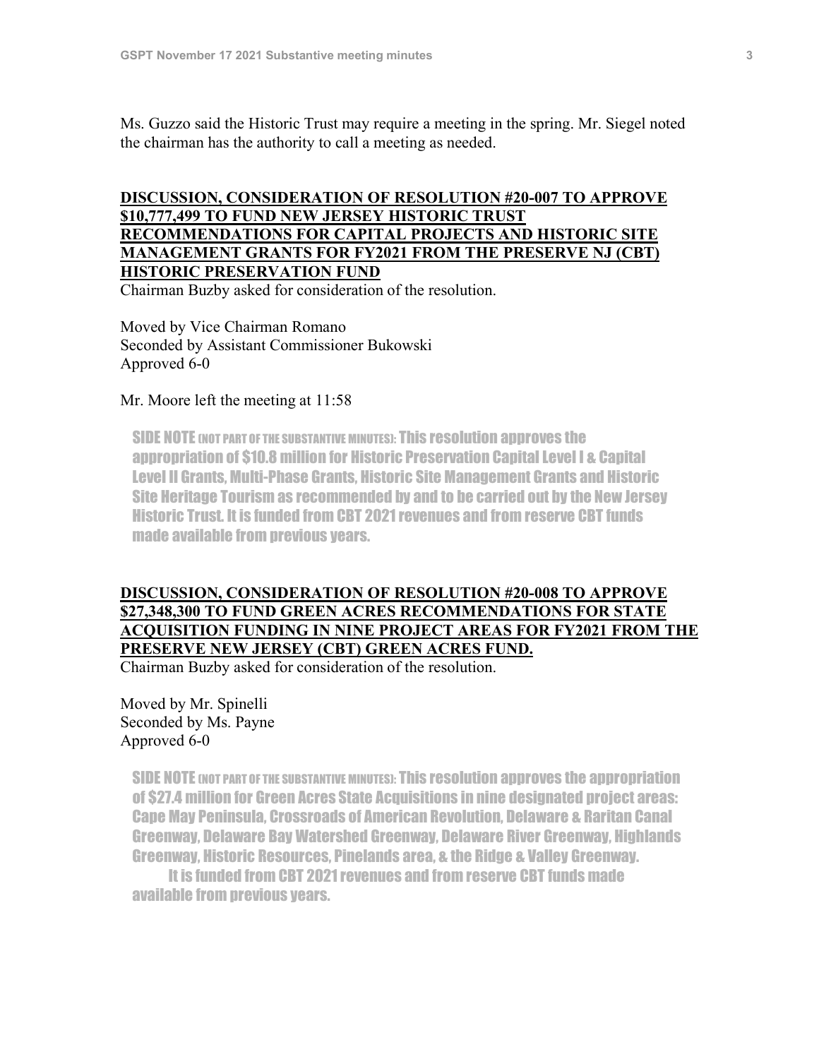Ms. Guzzo said the Historic Trust may require a meeting in the spring. Mr. Siegel noted the chairman has the authority to call a meeting as needed.

**DISCUSSION, CONSIDERATION OF RESOLUTION #20-007 TO APPROVE $10,777,499 TO FUND NEW JERSEY HISTORIC TRUST RECOMMENDATIONS FOR CAPITAL PROJECTS AND HISTORIC SITE MANAGEMENT GRANTS FOR FY2021 FROM THE PRESERVE NJ (CBT) HISTORIC PRESERVATION FUND**

Chairman Buzby asked for consideration of the resolution.

Moved by Vice Chairman Romano
Seconded by Assistant Commissioner Bukowski
Approved 6-0

Mr. Moore left the meeting at 11:58

SIDE NOTE (NOT PART OF THE SUBSTANTIVE MINUTES): This resolution approves the appropriation of $10.8 million for Historic Preservation Capital Level I & Capital Level II Grants, Multi-Phase Grants, Historic Site Management Grants and Historic Site Heritage Tourism as recommended by and to be carried out by the New Jersey Historic Trust. It is funded from CBT 2021 revenues and from reserve CBT funds made available from previous years.

**DISCUSSION, CONSIDERATION OF RESOLUTION #20-008 TO APPROVE $27,348,300 TO FUND GREEN ACRES RECOMMENDATIONS FOR STATE ACQUISITION FUNDING IN NINE PROJECT AREAS FOR FY2021 FROM THE PRESERVE NEW JERSEY (CBT) GREEN ACRES FUND.**

Chairman Buzby asked for consideration of the resolution.

Moved by Mr. Spinelli
Seconded by Ms. Payne
Approved 6-0

SIDE NOTE (NOT PART OF THE SUBSTANTIVE MINUTES): This resolution approves the appropriation of $27.4 million for Green Acres State Acquisitions in nine designated project areas: Cape May Peninsula, Crossroads of American Revolution, Delaware & Raritan Canal Greenway, Delaware Bay Watershed Greenway, Delaware River Greenway, Highlands Greenway, Historic Resources, Pinelands area, & the Ridge & Valley Greenway.

It is funded from CBT 2021 revenues and from reserve CBT funds made available from previous years.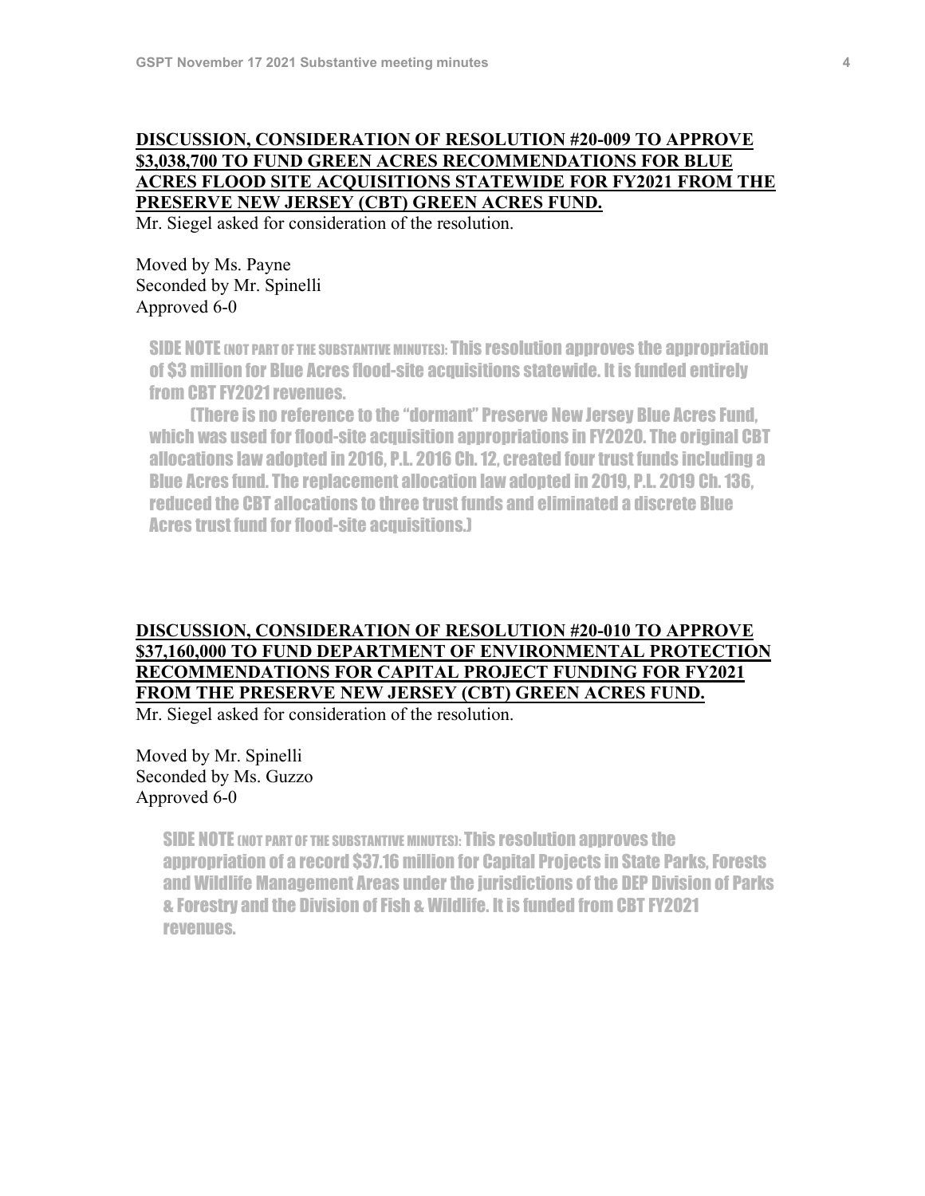**DISCUSSION, CONSIDERATION OF RESOLUTION #20-009 TO APPROVE $3,038,700 TO FUND GREEN ACRES RECOMMENDATIONS FOR BLUE ACRES FLOOD SITE ACQUISITIONS STATEWIDE FOR FY2021 FROM THE PRESERVE NEW JERSEY (CBT) GREEN ACRES FUND.**

Mr. Siegel asked for consideration of the resolution.

Moved by Ms. Payne
Seconded by Mr. Spinelli
Approved 6-0

> SIDE NOTE (NOT PART OF THE SUBSTANTIVE MINUTES): This resolution approves the appropriation of $3 million for Blue Acres flood-site acquisitions statewide. It is funded entirely from CBT FY2021 revenues.
>
> (There is no reference to the "dormant" Preserve New Jersey Blue Acres Fund, which was used for flood-site acquisition appropriations in FY2020. The original CBT allocations law adopted in 2016, P.L. 2016 Ch. 12, created four trust funds including a Blue Acres fund. The replacement allocation law adopted in 2019, P.L. 2019 Ch. 136, reduced the CBT allocations to three trust funds and eliminated a discrete Blue Acres trust fund for flood-site acquisitions.)

**DISCUSSION, CONSIDERATION OF RESOLUTION #20-010 TO APPROVE $37,160,000 TO FUND DEPARTMENT OF ENVIRONMENTAL PROTECTION RECOMMENDATIONS FOR CAPITAL PROJECT FUNDING FOR FY2021 FROM THE PRESERVE NEW JERSEY (CBT) GREEN ACRES FUND.**

Mr. Siegel asked for consideration of the resolution.

Moved by Mr. Spinelli
Seconded by Ms. Guzzo
Approved 6-0

> SIDE NOTE (NOT PART OF THE SUBSTANTIVE MINUTES): This resolution approves the appropriation of a record $37.16 million for Capital Projects in State Parks, Forests and Wildlife Management Areas under the jurisdictions of the DEP Division of Parks & Forestry and the Division of Fish & Wildlife. It is funded from CBT FY2021 revenues.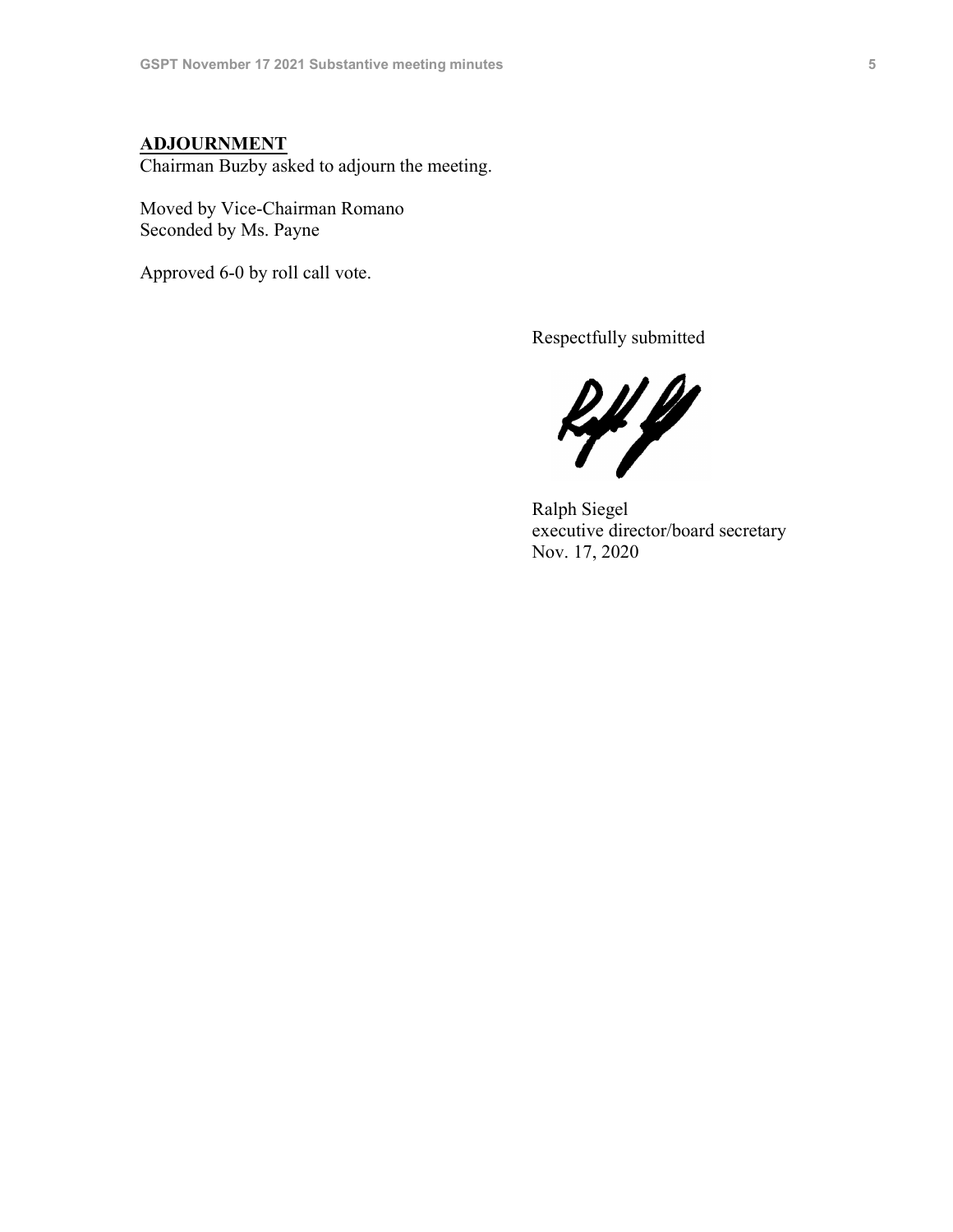## ADJOURNMENT

Chairman Buzby asked to adjourn the meeting.

Moved by Vice-Chairman Romano
Seconded by Ms. Payne

Approved 6-0 by roll call vote.

Respectfully submitted

Ralph Siegel
executive director/board secretary
Nov. 17, 2020